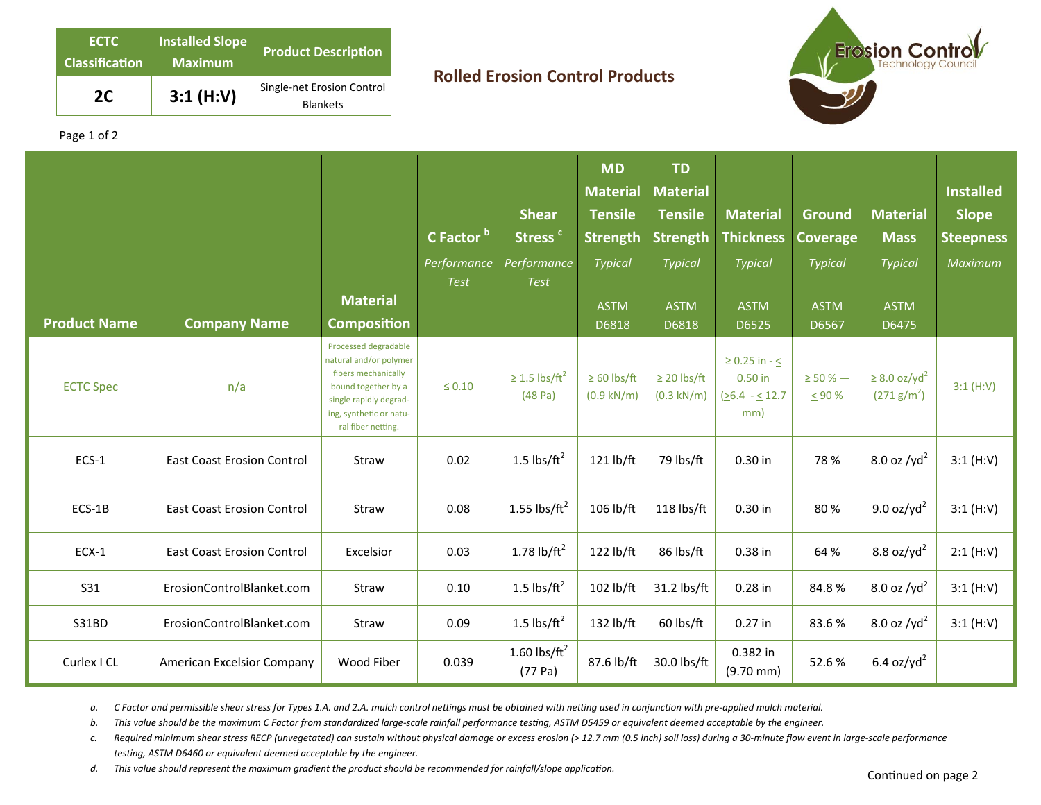| ECTC Classification | Installed Slope Maximum | Product Description |
|---|---|---|
| **2C** | **3:1 (H:V)** | Single-net Erosion Control Blankets |

## Rolled Erosion Control Products

Erosion Control Technology Council

| Product Name | Company Name | Material Composition | C Factor [b] *Performance Test* | Shear Stress [c] *Performance Test* | MD Material Tensile Strength *Typical* ASTM D6818 | TD Material Tensile Strength *Typical* ASTM D6818 | Material Thickness *Typical* ASTM D6525 | Ground Coverage *Typical* ASTM D6567 | Material Mass *Typical* ASTM D6475 | Installed Slope Steepness *Maximum* |
|---|---|---|---|---|---|---|---|---|---|---|
| ECTC Spec | n/a | Processed degradable natural and/or polymer fibers mechanically bound together by a single rapidly degrading, synthetic or natural fiber netting. | ≤ 0.10 | ≥ 1.5 lbs/ft² (48 Pa) | ≥ 60 lbs/ft (0.9 kN/m) | ≥ 20 lbs/ft (0.3 kN/m) | ≥ 0.25 in - ≤ 0.50 in (≥6.4 - ≤ 12.7 mm) | ≥ 50 % — ≤ 90 % | ≥ 8.0 oz/yd² (271 g/m²) | 3:1 (H:V) |
| ECS-1 | East Coast Erosion Control | Straw | 0.02 | 1.5 lbs/ft² | 121 lb/ft | 79 lbs/ft | 0.30 in | 78 % | 8.0 oz /yd² | 3:1 (H:V) |
| ECS-1B | East Coast Erosion Control | Straw | 0.08 | 1.55 lbs/ft² | 106 lb/ft | 118 lbs/ft | 0.30 in | 80 % | 9.0 oz/yd² | 3:1 (H:V) |
| ECX-1 | East Coast Erosion Control | Excelsior | 0.03 | 1.78 lb/ft² | 122 lb/ft | 86 lbs/ft | 0.38 in | 64 % | 8.8 oz/yd² | 2:1 (H:V) |
| S31 | ErosionControlBlanket.com | Straw | 0.10 | 1.5 lbs/ft² | 102 lb/ft | 31.2 lbs/ft | 0.28 in | 84.8 % | 8.0 oz /yd² | 3:1 (H:V) |
| S31BD | ErosionControlBlanket.com | Straw | 0.09 | 1.5 lbs/ft² | 132 lb/ft | 60 lbs/ft | 0.27 in | 83.6 % | 8.0 oz /yd² | 3:1 (H:V) |
| Curlex I CL | American Excelsior Company | Wood Fiber | 0.039 | 1.60 lbs/ft² (77 Pa) | 87.6 lb/ft | 30.0 lbs/ft | 0.382 in (9.70 mm) | 52.6 % | 6.4 oz/yd² | |

*a. C Factor and permissible shear stress for Types 1.A. and 2.A. mulch control nettings must be obtained with netting used in conjunction with pre-applied mulch material.*

*b. This value should be the maximum C Factor from standardized large-scale rainfall performance testing, ASTM D5459 or equivalent deemed acceptable by the engineer.*

*c. Required minimum shear stress RECP (unvegetated) can sustain without physical damage or excess erosion (> 12.7 mm (0.5 inch) soil loss) during a 30-minute flow event in large-scale performance testing, ASTM D6460 or equivalent deemed acceptable by the engineer.*

*d. This value should represent the maximum gradient the product should be recommended for rainfall/slope application.*

Continued on page 2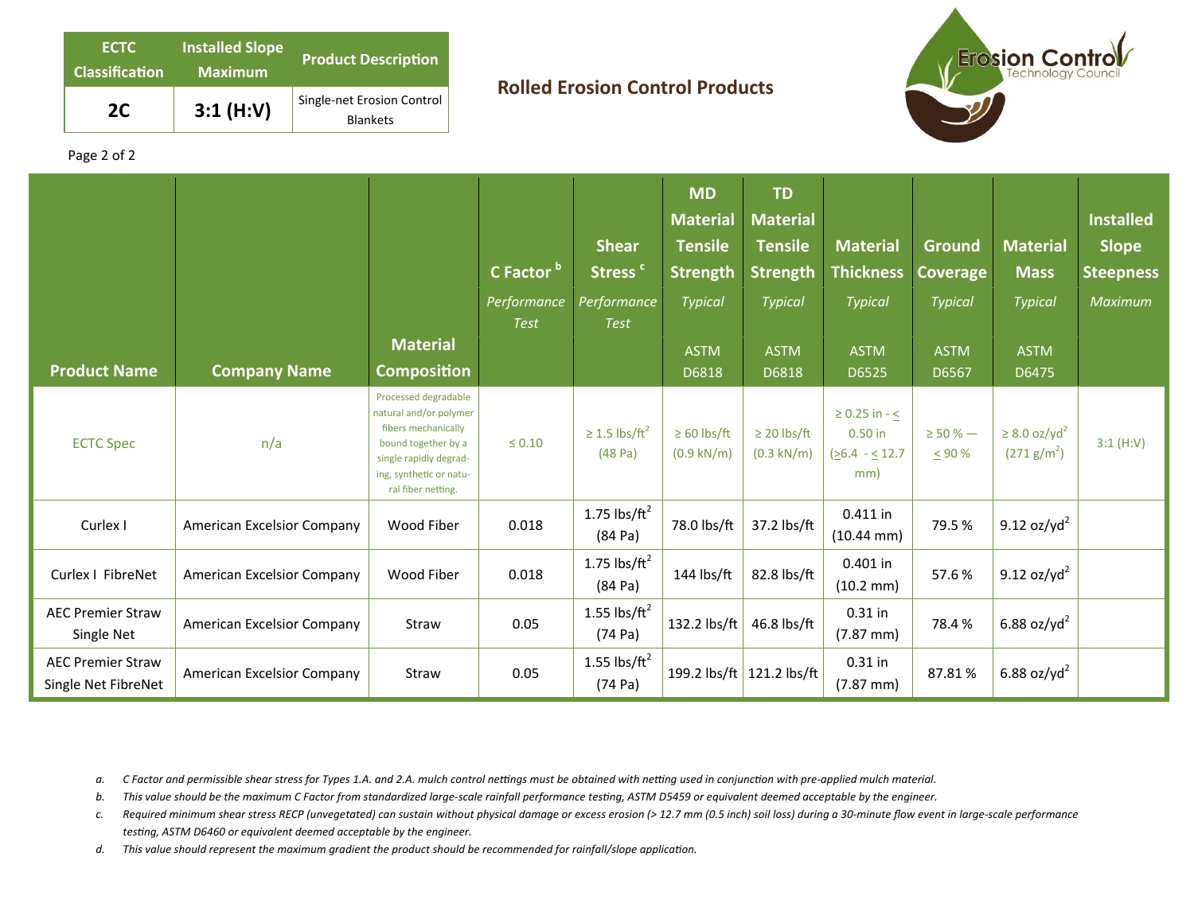| ECTC Classification | Installed Slope Maximum | Product Description |
|---|---|---|
| 2C | 3:1 (H:V) | Single-net Erosion Control Blankets |

## Rolled Erosion Control Products

Erosion Control Technology Council

| Product Name | Company Name | Material Composition | C Factor [b] Performance Test | Shear Stress [c] Performance Test | MD Material Tensile Strength Typical ASTM D6818 | TD Material Tensile Strength Typical ASTM D6818 | Material Thickness Typical ASTM D6525 | Ground Coverage Typical ASTM D6567 | Material Mass Typical ASTM D6475 | Installed Slope Steepness Maximum |
|---|---|---|---|---|---|---|---|---|---|---|
| ECTC Spec | n/a | Processed degradable natural and/or polymer fibers mechanically bound together by a single rapidly degrading, synthetic or natural fiber netting. | ≤ 0.10 | ≥ 1.5 lbs/ft$^2$ (48 Pa) | ≥ 60 lbs/ft (0.9 kN/m) | ≥ 20 lbs/ft (0.3 kN/m) | ≥ 0.25 in - ≤ 0.50 in (≥6.4 - ≤ 12.7 mm) | ≥ 50 % — ≤ 90 % | ≥ 8.0 oz/yd$^2$ (271 g/m$^2$) | 3:1 (H:V) |
| Curlex I | American Excelsior Company | Wood Fiber | 0.018 | 1.75 lbs/ft$^2$ (84 Pa) | 78.0 lbs/ft | 37.2 lbs/ft | 0.411 in (10.44 mm) | 79.5 % | 9.12 oz/yd$^2$ | |
| Curlex I FibreNet | American Excelsior Company | Wood Fiber | 0.018 | 1.75 lbs/ft$^2$ (84 Pa) | 144 lbs/ft | 82.8 lbs/ft | 0.401 in (10.2 mm) | 57.6 % | 9.12 oz/yd$^2$ | |
| AEC Premier Straw Single Net | American Excelsior Company | Straw | 0.05 | 1.55 lbs/ft$^2$ (74 Pa) | 132.2 lbs/ft | 46.8 lbs/ft | 0.31 in (7.87 mm) | 78.4 % | 6.88 oz/yd$^2$ | |
| AEC Premier Straw Single Net FibreNet | American Excelsior Company | Straw | 0.05 | 1.55 lbs/ft$^2$ (74 Pa) | 199.2 lbs/ft | 121.2 lbs/ft | 0.31 in (7.87 mm) | 87.81 % | 6.88 oz/yd$^2$ | |

*a. C Factor and permissible shear stress for Types 1.A. and 2.A. mulch control nettings must be obtained with netting used in conjunction with pre-applied mulch material.*

*b. This value should be the maximum C Factor from standardized large-scale rainfall performance testing, ASTM D5459 or equivalent deemed acceptable by the engineer.*

*c. Required minimum shear stress RECP (unvegetated) can sustain without physical damage or excess erosion (> 12.7 mm (0.5 inch) soil loss) during a 30-minute flow event in large-scale performance testing, ASTM D6460 or equivalent deemed acceptable by the engineer.*

*d. This value should represent the maximum gradient the product should be recommended for rainfall/slope application.*